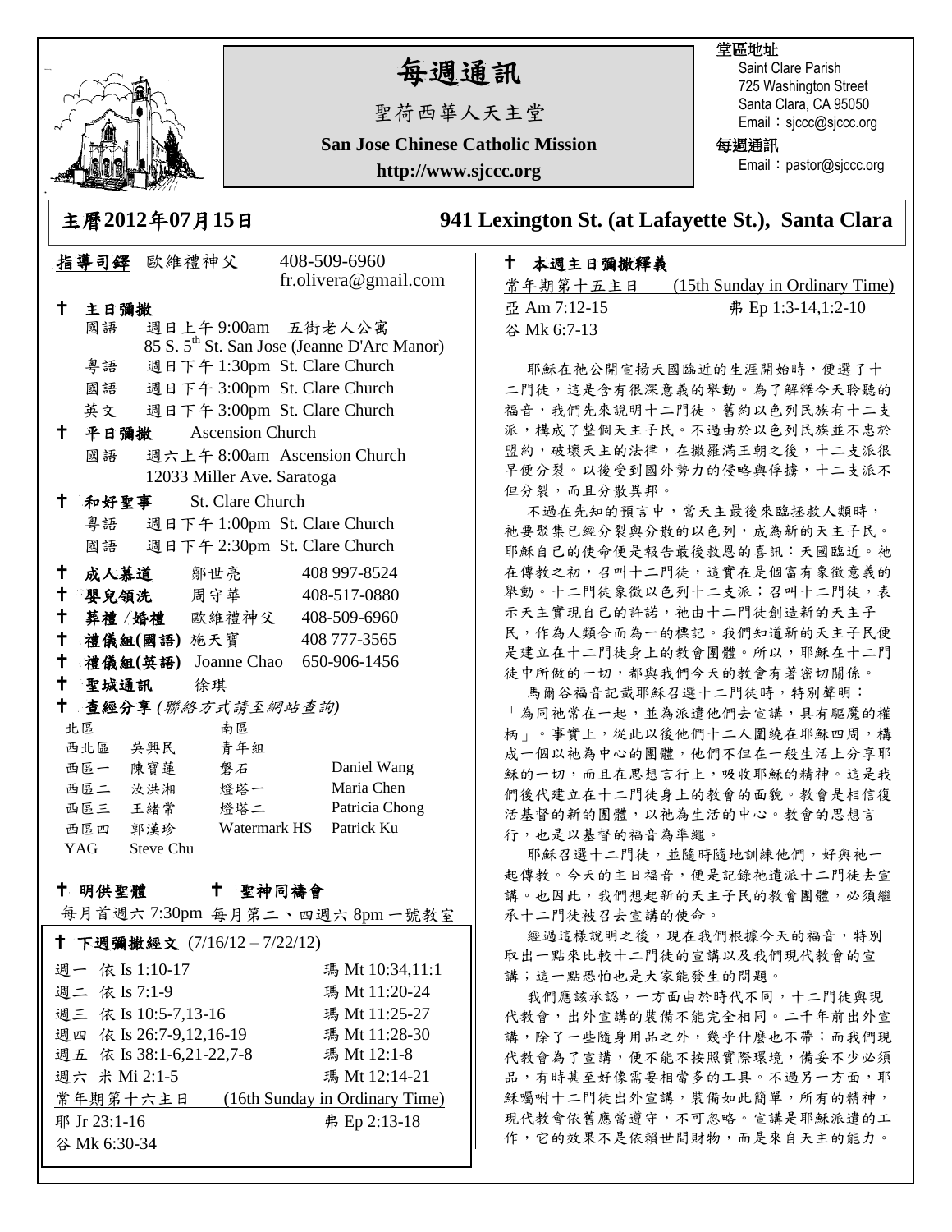# 每週通訊

聖荷西華人天主堂

**San Jose Chinese Catholic Mission**

**http://www.sjccc.org**

堂區地址
Saint Clare Parish
725 Washington Street
Santa Clara, CA 95050
Email：sjccc@sjccc.org

每週通訊
Email：pastor@sjccc.org

## 主曆2012年07月15日

## 941 Lexington St. (at Lafayette St.), Santa Clara

**指導司鐸** 歐維禮神父 408-509-6960 fr.olivera@gmail.com

**† 主日彌撒**
- 國語 週日上午 9:00am 五街老人公寓 85 S. 5th St. San Jose (Jeanne D'Arc Manor)
- 粵語 週日下午 1:30pm St. Clare Church
- 國語 週日下午 3:00pm St. Clare Church
- 英文 週日下午 3:00pm St. Clare Church

**† 平日彌撒** Ascension Church
- 國語 週六上午 8:00am Ascension Church 12033 Miller Ave. Saratoga

**† 和好聖事** St. Clare Church
- 粵語 週日下午 1:00pm St. Clare Church
- 國語 週日下午 2:30pm St. Clare Church

**† 成人慕道** 鄒世亮 408 997-8524

**† 嬰兒領洗** 周守華 408-517-0880

**† 葬禮 /婚禮** 歐維禮神父 408-509-6960

**† 禮儀組(國語)** 施天寶 408 777-3565

**† 禮儀組(英語)** Joanne Chao 650-906-1456

**† 聖城通訊** 徐琪

**† 查經分享** *(聯絡方式請至網站查詢)*

| 北區 | | 南區 | |
|---|---|---|---|
| 西北區 | 吳興民 | 青年組 | |
| 西區一 | 陳寶蓮 | 磐石 | Daniel Wang |
| 西區二 | 汝洪湘 | 燈塔一 | Maria Chen |
| 西區三 | 王緒常 | 燈塔二 | Patricia Chong |
| 西區四 | 郭漢珍 | Watermark HS | Patrick Ku |
| YAG | Steve Chu | | |

**† 明供聖體** **† 聖神同禱會**

每月首週六 7:30pm 每月第二、四週六 8pm 一號教室

**† 下週彌撒經文** (7/16/12 – 7/22/12)

| | | |
|---|---|---|
| 週一 | 依 Is 1:10-17 | 瑪 Mt 10:34,11:1 |
| 週二 | 依 Is 7:1-9 | 瑪 Mt 11:20-24 |
| 週三 | 依 Is 10:5-7,13-16 | 瑪 Mt 11:25-27 |
| 週四 | 依 Is 26:7-9,12,16-19 | 瑪 Mt 11:28-30 |
| 週五 | 依 Is 38:1-6,21-22,7-8 | 瑪 Mt 12:1-8 |
| 週六 | 米 Mi 2:1-5 | 瑪 Mt 12:14-21 |

常年期第十六主日 (16th Sunday in Ordinary Time)

耶 Jr 23:1-16　　弗 Ep 2:13-18

谷 Mk 6:30-34

**† 本週主日彌撒釋義**

常年期第十五主日 (15th Sunday in Ordinary Time)

亞 Am 7:12-15　　弗 Ep 1:3-14,1:2-10

谷 Mk 6:7-13

耶穌在祂公開宣揚天國臨近的生涯開始時，便選了十二門徒，這是含有很深意義的舉動。為了解釋今天聆聽的福音，我們先來說明十二門徒。舊約以色列民族有十二支派，構成了整個天主子民。不過由於以色列民族並不忠於盟約，破壞天主的法律，在撒羅滿王朝之後，十二支派很早便分裂。以後受到國外勢力的侵略與俘擄，十二支派不但分裂，而且分散異邦。

不過在先知的預言中，當天主最後來臨拯救人類時，祂要聚集已經分裂與分散的以色列，成為新的天主子民。耶穌自己的使命便是報告最後救恩的喜訊：天國臨近。祂在傳教之初，召叫十二門徒，這實在是個富有象徵意義的舉動。十二門徒象徵以色列十二支派；召叫十二門徒，表示天主實現自己的許諾，祂由十二門徒創造新的天主子民，作為人類合而為一的標記。我們知道新的天主子民便是建立在十二門徒身上的教會團體。所以，耶穌在十二門徒中所做的一切，都與我們今天的教會有著密切關係。

馬爾谷福音記載耶穌召選十二門徒時，特別聲明：「為同祂常在一起，並為派遣他們去宣講，具有驅魔的權柄」。事實上，從此以後他們十二人圍繞在耶穌四周，構成一個以祂為中心的團體，他們不但在一般生活上分享耶穌的一切，而且在思想言行上，吸收耶穌的精神。這是我們後代建立在十二門徒身上的教會的面貌。教會是相信復活基督的新的團體，以祂為生活的中心。教會的思想言行，也是以基督的福音為準繩。

耶穌召選十二門徒，並隨時隨地訓練他們，好與祂一起傳教。今天的主日福音，便是記錄祂遣派十二門徒去宣講。也因此，我們想起新的天主子民的教會團體，必須繼承十二門徒被召去宣講的使命。

經過這樣說明之後，現在我們根據今天的福音，特別取出一點來比較十二門徒的宣講以及我們現代教會的宣講；這一點恐怕也是大家能發生的問題。

我們應該承認，一方面由於時代不同，十二門徒與現代教會，出外宣講的裝備不能完全相同。二千年前出外宣講，除了一些隨身用品之外，幾乎什麼也不帶；而我們現代教會為了宣講，便不能不按照實際環境，備妥不少必須品，有時甚至好像需要相當多的工具。不過另一方面，耶穌囑咐十二門徒出外宣講，裝備如此簡單，所有的精神，現代教會依舊應當遵守，不可忽略。宣講是耶穌派遣的工作，它的效果不是依賴世間財物，而是來自天主的能力。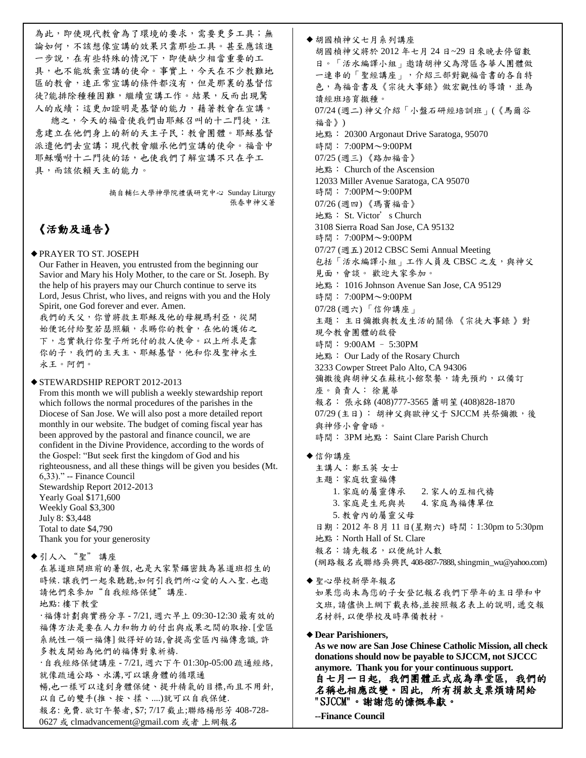為此，即使現代教會為了環境的要求，需要更多工具；無論如何，不該想像宣講的效果只靠那些工具。甚至應該進一步說，在有些特殊的情況下，即使缺少相當重要的工具，也不能放棄宣講的使命。事實上，今天在不少教難地區的教會，連正常宣講的條件都沒有，但是那裏的基督信徒?能排除種種困難，繼續宣講工作。結果，反而出現驚人的成績；這更加證明是基督的能力，藉著教會在宣講。

總之，今天的福音使我們由耶穌召叫的十二門徒，注意建立在他們身上的新的天主子民：教會團體。耶穌基督派遣他們去宣講；現代教會繼承他們宣講的使命。福音中耶穌囑咐十二門徒的話，也使我們了解宣講不只在乎工具，而該依賴天主的能力。

摘自輔仁大學神學院禮儀研究中心 Sunday Liturgy
張春申神父著

## 《活動及通告》

◆PRAYER TO ST. JOSEPH

Our Father in Heaven, you entrusted from the beginning our Savior and Mary his Holy Mother, to the care or St. Joseph. By the help of his prayers may our Church continue to serve its Lord, Jesus Christ, who lives, and reigns with you and the Holy Spirit, one God forever and ever. Amen.

我們的天父，你曾將救主耶穌及他的母親瑪利亞，從開始便託付給聖若瑟照顧，求賜你的教會，在他的護佑之下，忠實執行你聖子所託付的救人使命。以上所求是靠你的子，我們的主天主、耶穌基督，他和你及聖神永生永王。阿們。

◆STEWARDSHIP REPORT 2012-2013

From this month we will publish a weekly stewardship report which follows the normal procedures of the parishes in the Diocese of San Jose. We will also post a more detailed report monthly in our website. The budget of coming fiscal year has been approved by the pastoral and finance council, we are confident in the Divine Providence, according to the words of the Gospel: "But seek first the kingdom of God and his righteousness, and all these things will be given you besides (Mt. 6,33)." -- Finance Council

Stewardship Report 2012-2013
Yearly Goal $171,600
Weekly Goal $3,300
July 8: $3,448
Total to date $4,790
Thank you for your generosity

◆引人入 "聖" 講座

在慕道班開班前的暑假,也是大家緊鑼密鼓為慕道班招生的時候.讓我們一起來聽聽,如何引我們所心愛的人入聖.也邀請他們來參加"自我經絡保健"講座.

地點: 樓下教堂

·福傳計劃與實務分享 - 7/21, 週六早上 09:30-12:30 最有效的福傳方法是要在人力和物力的付出與成果之間的取捨.[堂區系統性一領一福傳] 做得好的話,會提高堂區內福傳意識, 許多教友開始為他們的福傳對象祈禱.

·自我經絡保健講座 - 7/21, 週六下午 01:30p-05:00 疏通經絡,就像疏通公路、水溝,可以讓身體的循環通暢,也一樣可以達到身體保健、提升精氣的目標,而且不用針,以自己的雙手(推、按、揉、....)就可以自我保健.

報名: 免費. 欲訂午餐者, $7; 7/17 截止;聯絡楊彤芳 408-728-0627 或 clmadvancement@gmail.com 或者 上網報名

◆胡國楨神父七月系列講座

胡國楨神父將於 2012 年七月 24 日~29 日來晚去停留數日。「活水編譯小組」邀請胡神父為灣區各華人團體做一連串的「聖經講座」，介紹三部對觀福音書的各自特色，為福音書及《宗徒大事錄》做宏觀性的導讀，並為讀經班培育撒種。

07/24 (週二) 神父介紹「小盤石研經培訓班」(《馬爾谷福音》)
地點： 20300 Argonaut Drive Saratoga, 95070
時間： 7:00PM～9:00PM

07/25 (週三) 《路加福音》
地點： Church of the Ascension
12033 Miller Avenue Saratoga, CA 95070
時間： 7:00PM～9:00PM

07/26 (週四) 《瑪竇福音》
地點： St. Victor's Church
3108 Sierra Road San Jose, CA 95132
時間： 7:00PM～9:00PM

07/27 (週五) 2012 CBSC Semi Annual Meeting
包括「活水編譯小組」工作人員及 CBSC 之友，與神父見面，會談。 歡迎大家參加。
地點： 1016 Johnson Avenue San Jose, CA 95129
時間： 7:00PM～9:00PM

07/28 (週六) 「信仰講座」
主題： 主日彌撒與教友生活的關係 《宗徒大事錄 》對現今教會團體的啟發
時間： 9:00AM – 5:30PM
地點： Our Lady of the Rosary Church
3233 Cowper Street Palo Alto, CA 94306
彌撒後與胡神父在蘇杭小館聚餐，請先預約，以備訂座。負責人： 徐麗華
報名： 張永錦 (408)777-3565 蕭明笙 (408)828-1870

07/29 (主日)： 胡神父與歐神父于 SJCCM 共祭彌撒，後與神修小會會晤。
時間： 3PM 地點： Saint Clare Parish Church

◆信仰講座

主講人：鄭玉英 女士
主題：家庭牧靈福傳
1. 家庭的屬靈傳承　2. 家人的互相代禱
3. 家庭是生死與共　4. 家庭為福傳單位
5. 教會內的屬靈父母
日期：2012 年 8 月 11 日(星期六) 時間：1:30pm to 5:30pm
地點：North Hall of St. Clare
報名：請先報名，以便統計人數
(網路報名或聯絡吳興民 408-887-7888, shingmin_wu@yahoo.com)

◆聖心學校新學年報名

如果您尚未為您的子女登記報名我們下學年的主日學和中文班, 請儘快上網下載表格,並按照報名表上的說明, 遞交報名材料, 以便學校及時準備教材。

◆**Dear Parishioners,**

**As we now are San Jose Chinese Catholic Mission, all check donations should now be payable to SJCCM, not SJCCC anymore. Thank you for your continuous support.**

**自七月一日起，我們團體正式成為準堂區，我們的名稱也相應改變。因此，所有捐款支票煩請開給 "SJCCM"。謝謝您的慷慨奉獻。**

**--Finance Council**